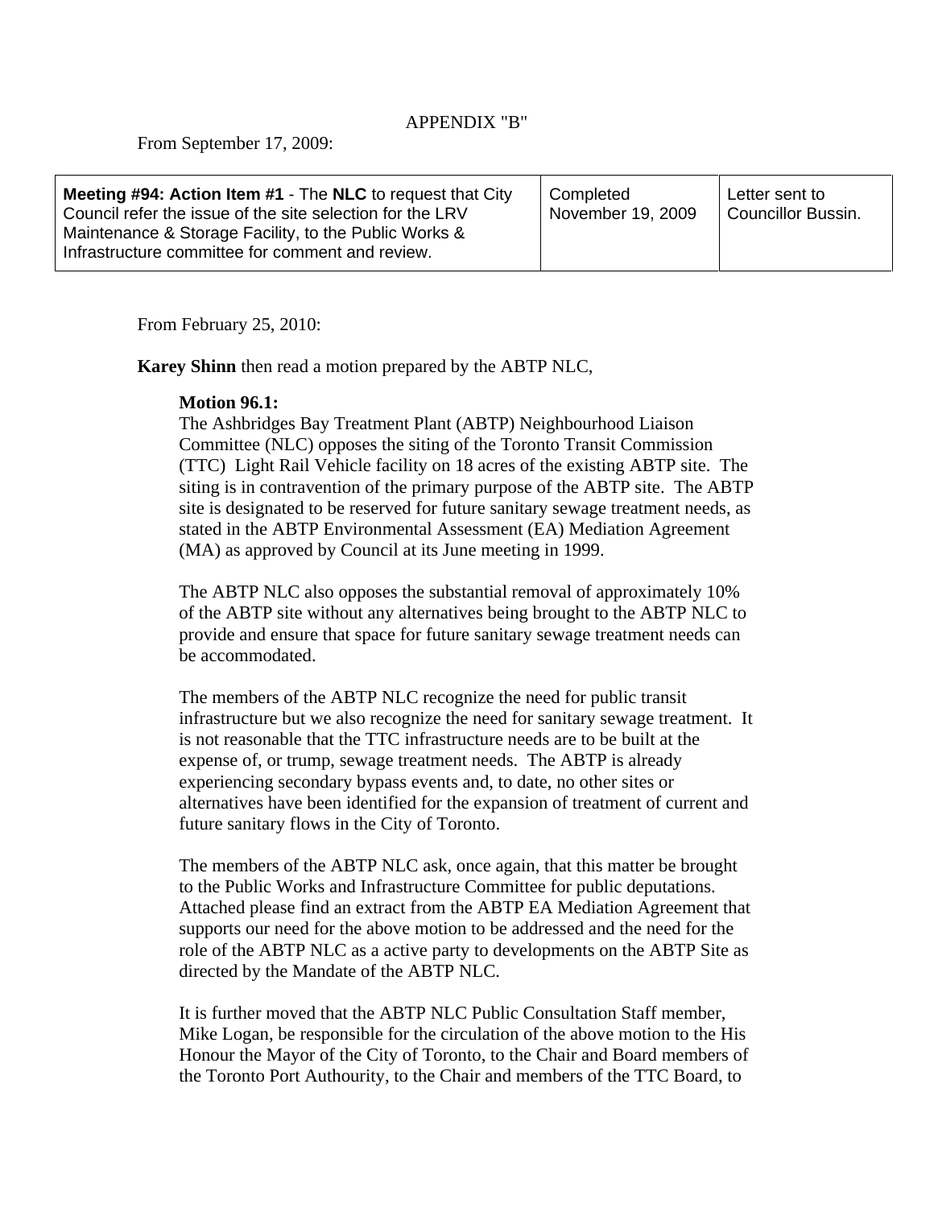APPENDIX "B"

From September 17, 2009:

| **Meeting #94: Action Item #1** - The **NLC** to request that City Council refer the issue of the site selection for the LRV Maintenance & Storage Facility, to the Public Works & Infrastructure committee for comment and review. | Completed November 19, 2009 | Letter sent to Councillor Bussin. |
|---|---|---|

From February 25, 2010:

**Karey Shinn** then read a motion prepared by the ABTP NLC,

**Motion 96.1:**
The Ashbridges Bay Treatment Plant (ABTP) Neighbourhood Liaison Committee (NLC) opposes the siting of the Toronto Transit Commission (TTC) Light Rail Vehicle facility on 18 acres of the existing ABTP site. The siting is in contravention of the primary purpose of the ABTP site. The ABTP site is designated to be reserved for future sanitary sewage treatment needs, as stated in the ABTP Environmental Assessment (EA) Mediation Agreement (MA) as approved by Council at its June meeting in 1999.

The ABTP NLC also opposes the substantial removal of approximately 10% of the ABTP site without any alternatives being brought to the ABTP NLC to provide and ensure that space for future sanitary sewage treatment needs can be accommodated.

The members of the ABTP NLC recognize the need for public transit infrastructure but we also recognize the need for sanitary sewage treatment. It is not reasonable that the TTC infrastructure needs are to be built at the expense of, or trump, sewage treatment needs. The ABTP is already experiencing secondary bypass events and, to date, no other sites or alternatives have been identified for the expansion of treatment of current and future sanitary flows in the City of Toronto.

The members of the ABTP NLC ask, once again, that this matter be brought to the Public Works and Infrastructure Committee for public deputations. Attached please find an extract from the ABTP EA Mediation Agreement that supports our need for the above motion to be addressed and the need for the role of the ABTP NLC as a active party to developments on the ABTP Site as directed by the Mandate of the ABTP NLC.

It is further moved that the ABTP NLC Public Consultation Staff member, Mike Logan, be responsible for the circulation of the above motion to the His Honour the Mayor of the City of Toronto, to the Chair and Board members of the Toronto Port Authourity, to the Chair and members of the TTC Board, to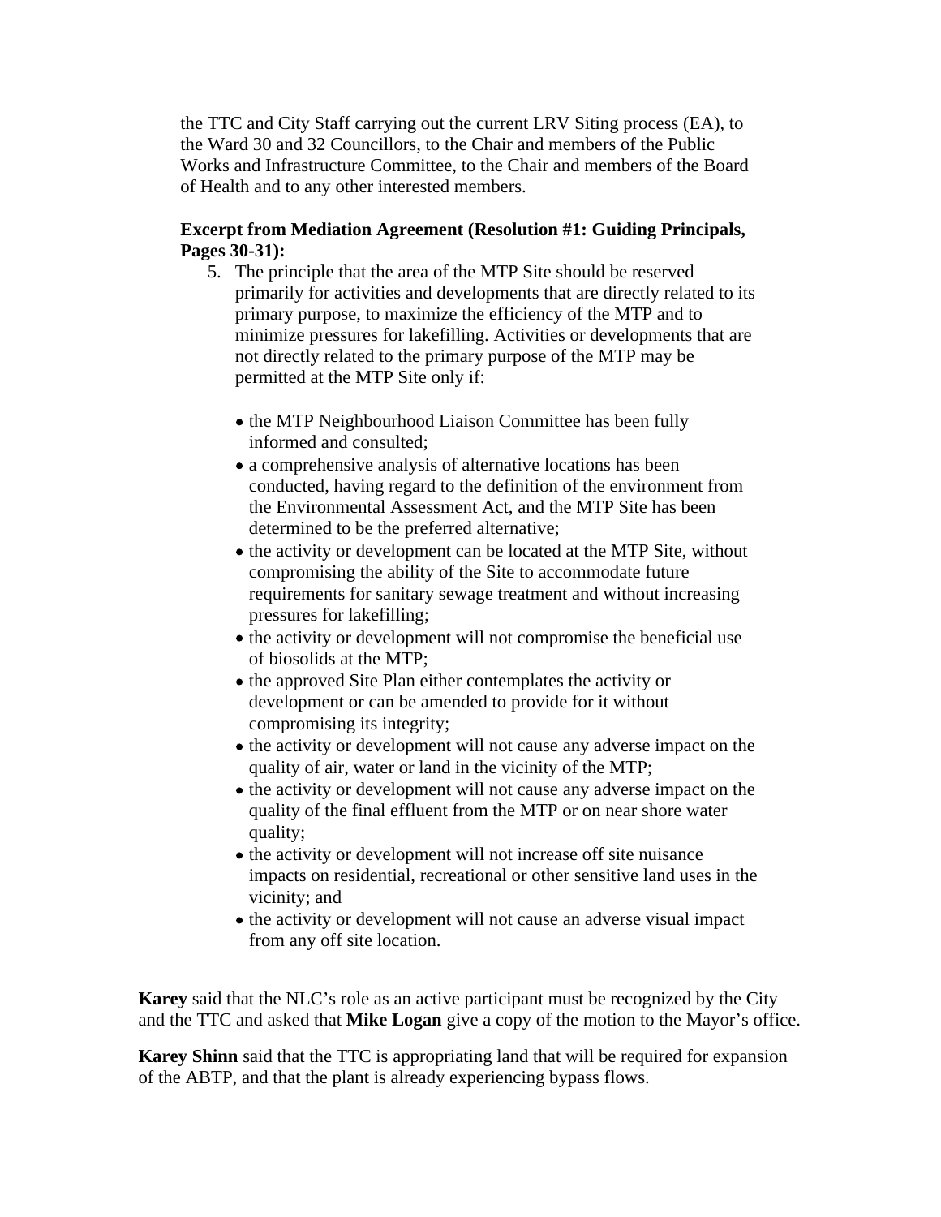the TTC and City Staff carrying out the current LRV Siting process (EA), to the Ward 30 and 32 Councillors, to the Chair and members of the Public Works and Infrastructure Committee, to the Chair and members of the Board of Health and to any other interested members.

**Excerpt from Mediation Agreement (Resolution #1: Guiding Principals, Pages 30-31):**

5. The principle that the area of the MTP Site should be reserved primarily for activities and developments that are directly related to its primary purpose, to maximize the efficiency of the MTP and to minimize pressures for lakefilling. Activities or developments that are not directly related to the primary purpose of the MTP may be permitted at the MTP Site only if:

   - the MTP Neighbourhood Liaison Committee has been fully informed and consulted;
   - a comprehensive analysis of alternative locations has been conducted, having regard to the definition of the environment from the Environmental Assessment Act, and the MTP Site has been determined to be the preferred alternative;
   - the activity or development can be located at the MTP Site, without compromising the ability of the Site to accommodate future requirements for sanitary sewage treatment and without increasing pressures for lakefilling;
   - the activity or development will not compromise the beneficial use of biosolids at the MTP;
   - the approved Site Plan either contemplates the activity or development or can be amended to provide for it without compromising its integrity;
   - the activity or development will not cause any adverse impact on the quality of air, water or land in the vicinity of the MTP;
   - the activity or development will not cause any adverse impact on the quality of the final effluent from the MTP or on near shore water quality;
   - the activity or development will not increase off site nuisance impacts on residential, recreational or other sensitive land uses in the vicinity; and
   - the activity or development will not cause an adverse visual impact from any off site location.

**Karey** said that the NLC's role as an active participant must be recognized by the City and the TTC and asked that **Mike Logan** give a copy of the motion to the Mayor's office.

**Karey Shinn** said that the TTC is appropriating land that will be required for expansion of the ABTP, and that the plant is already experiencing bypass flows.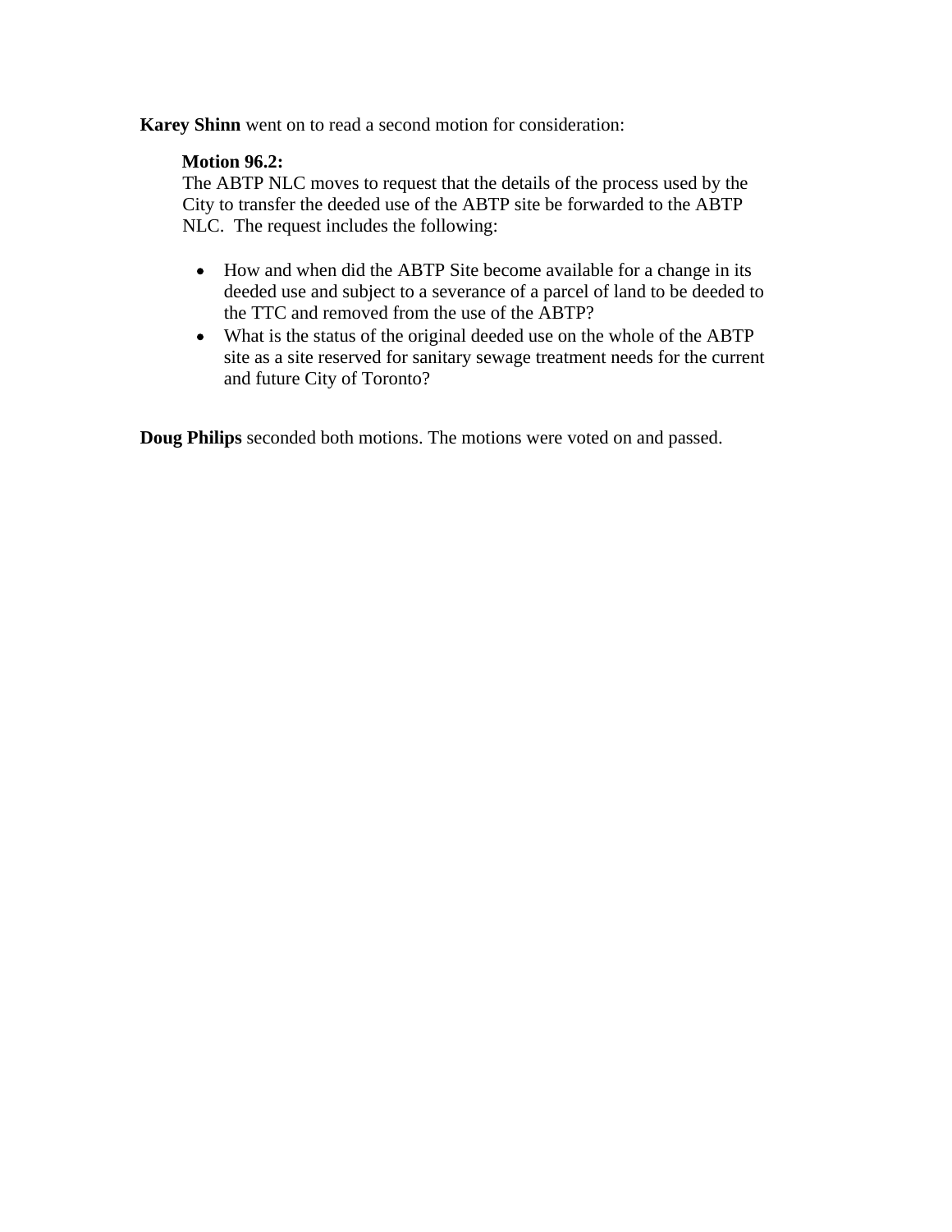**Karey Shinn** went on to read a second motion for consideration:

**Motion 96.2:**
The ABTP NLC moves to request that the details of the process used by the City to transfer the deeded use of the ABTP site be forwarded to the ABTP NLC. The request includes the following:

- How and when did the ABTP Site become available for a change in its deeded use and subject to a severance of a parcel of land to be deeded to the TTC and removed from the use of the ABTP?
- What is the status of the original deeded use on the whole of the ABTP site as a site reserved for sanitary sewage treatment needs for the current and future City of Toronto?

**Doug Philips** seconded both motions. The motions were voted on and passed.